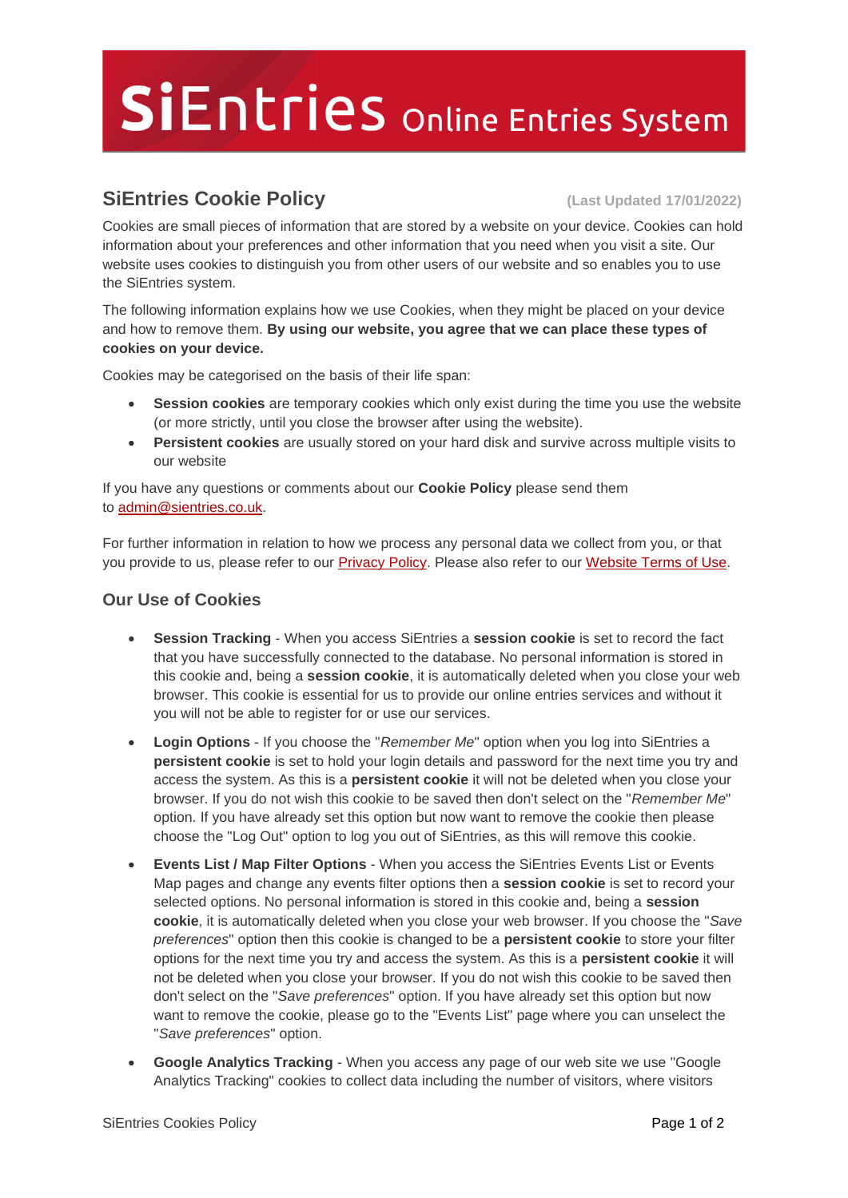# SiEntries Online Entries System

## SiEntries Cookie Policy

(Last Updated 17/01/2022)

Cookies are small pieces of information that are stored by a website on your device. Cookies can hold information about your preferences and other information that you need when you visit a site. Our website uses cookies to distinguish you from other users of our website and so enables you to use the SiEntries system.

The following information explains how we use Cookies, when they might be placed on your device and how to remove them. **By using our website, you agree that we can place these types of cookies on your device.**

Cookies may be categorised on the basis of their life span:

- **Session cookies** are temporary cookies which only exist during the time you use the website (or more strictly, until you close the browser after using the website).
- **Persistent cookies** are usually stored on your hard disk and survive across multiple visits to our website

If you have any questions or comments about our **Cookie Policy** please send them to admin@sientries.co.uk.

For further information in relation to how we process any personal data we collect from you, or that you provide to us, please refer to our Privacy Policy. Please also refer to our Website Terms of Use.

### Our Use of Cookies

- **Session Tracking** - When you access SiEntries a **session cookie** is set to record the fact that you have successfully connected to the database. No personal information is stored in this cookie and, being a **session cookie**, it is automatically deleted when you close your web browser. This cookie is essential for us to provide our online entries services and without it you will not be able to register for or use our services.
- **Login Options** - If you choose the "*Remember Me*" option when you log into SiEntries a **persistent cookie** is set to hold your login details and password for the next time you try and access the system. As this is a **persistent cookie** it will not be deleted when you close your browser. If you do not wish this cookie to be saved then don't select on the "*Remember Me*" option. If you have already set this option but now want to remove the cookie then please choose the "Log Out" option to log you out of SiEntries, as this will remove this cookie.
- **Events List / Map Filter Options** - When you access the SiEntries Events List or Events Map pages and change any events filter options then a **session cookie** is set to record your selected options. No personal information is stored in this cookie and, being a **session cookie**, it is automatically deleted when you close your web browser. If you choose the "*Save preferences*" option then this cookie is changed to be a **persistent cookie** to store your filter options for the next time you try and access the system. As this is a **persistent cookie** it will not be deleted when you close your browser. If you do not wish this cookie to be saved then don't select on the "*Save preferences*" option. If you have already set this option but now want to remove the cookie, please go to the "Events List" page where you can unselect the "*Save preferences*" option.
- **Google Analytics Tracking** - When you access any page of our web site we use "Google Analytics Tracking" cookies to collect data including the number of visitors, where visitors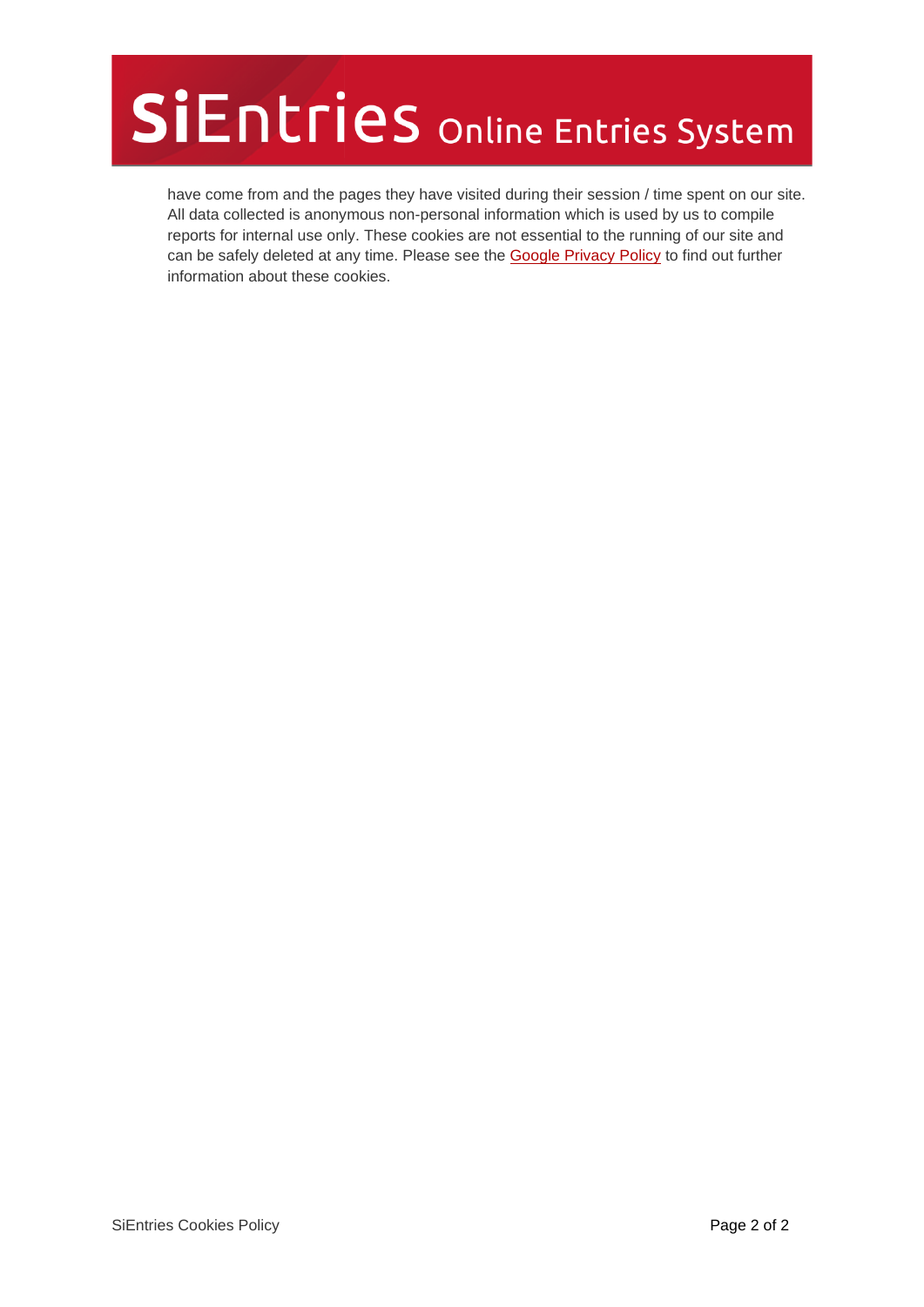have come from and the pages they have visited during their session / time spent on our site. All data collected is anonymous non-personal information which is used by us to compile reports for internal use only. These cookies are not essential to the running of our site and can be safely deleted at any time. Please see the Google Privacy Policy to find out further information about these cookies.